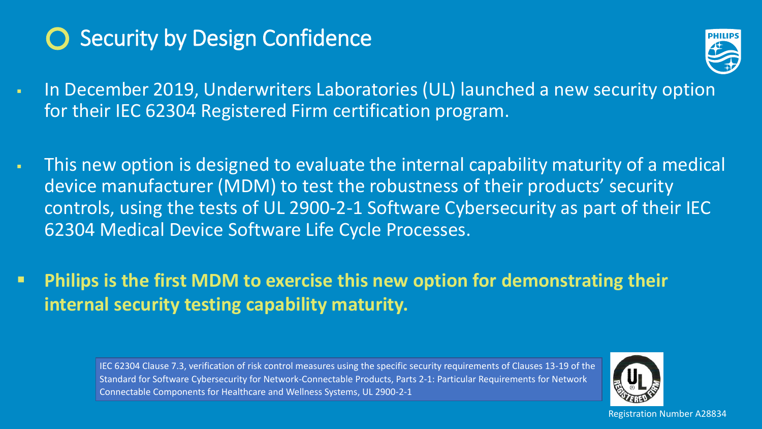# Security by Design Confidence

- In December 2019, Underwriters Laboratories (UL) launched a new security option for their IEC 62304 Registered Firm certification program.
- This new option is designed to evaluate the internal capability maturity of a medical device manufacturer (MDM) to test the robustness of their products' security controls, using the tests of UL 2900-2-1 Software Cybersecurity as part of their IEC 62304 Medical Device Software Life Cycle Processes.
- **Philips is the first MDM to exercise this new option for demonstrating their internal security testing capability maturity.**

IEC 62304 Clause 7.3, verification of risk control measures using the specific security requirements of Clauses 13-19 of the Standard for Software Cybersecurity for Network-Connectable Products, Parts 2-1: Particular Requirements for Network Connectable Components for Healthcare and Wellness Systems, UL 2900-2-1

Registration Number A28834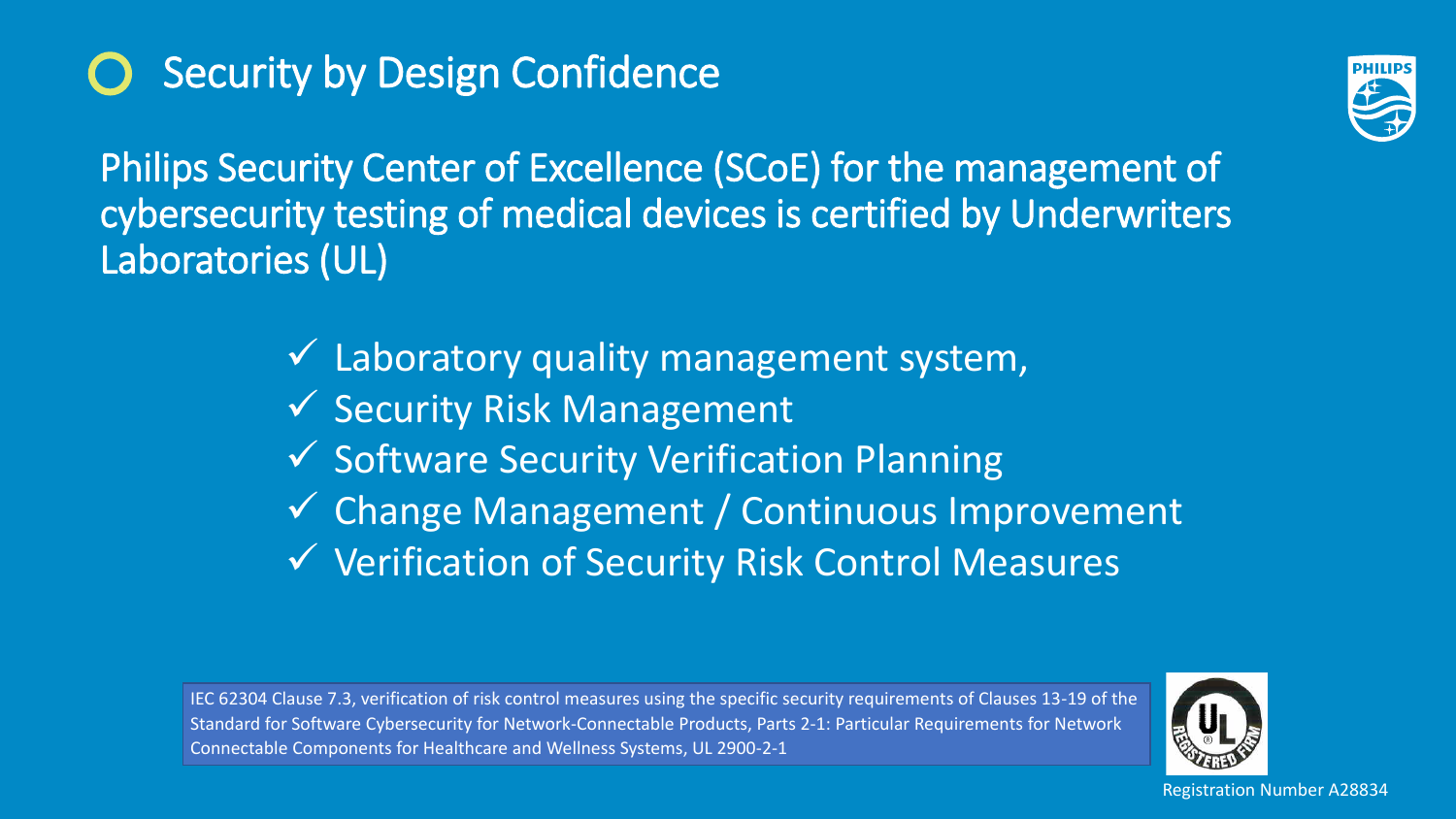# Security by Design Confidence

Philips Security Center of Excellence (SCoE) for the management of cybersecurity testing of medical devices is certified by Underwriters Laboratories (UL)

- ✓ Laboratory quality management system,
- ✓ Security Risk Management
- ✓ Software Security Verification Planning
- ✓ Change Management / Continuous Improvement
- ✓ Verification of Security Risk Control Measures

IEC 62304 Clause 7.3, verification of risk control measures using the specific security requirements of Clauses 13-19 of the Standard for Software Cybersecurity for Network-Connectable Products, Parts 2-1: Particular Requirements for Network Connectable Components for Healthcare and Wellness Systems, UL 2900-2-1

Registration Number A28834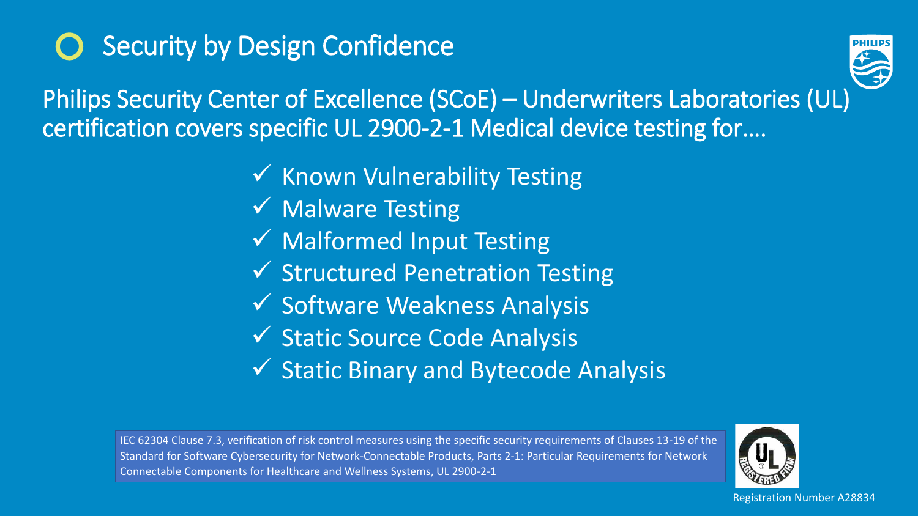# Security by Design Confidence

Philips Security Center of Excellence (SCoE) – Underwriters Laboratories (UL) certification covers specific UL 2900-2-1 Medical device testing for….

- ✓ Known Vulnerability Testing
- ✓ Malware Testing
- ✓ Malformed Input Testing
- ✓ Structured Penetration Testing
- ✓ Software Weakness Analysis
- ✓ Static Source Code Analysis
- ✓ Static Binary and Bytecode Analysis

IEC 62304 Clause 7.3, verification of risk control measures using the specific security requirements of Clauses 13-19 of the Standard for Software Cybersecurity for Network-Connectable Products, Parts 2-1: Particular Requirements for Network Connectable Components for Healthcare and Wellness Systems, UL 2900-2-1

Registration Number A28834